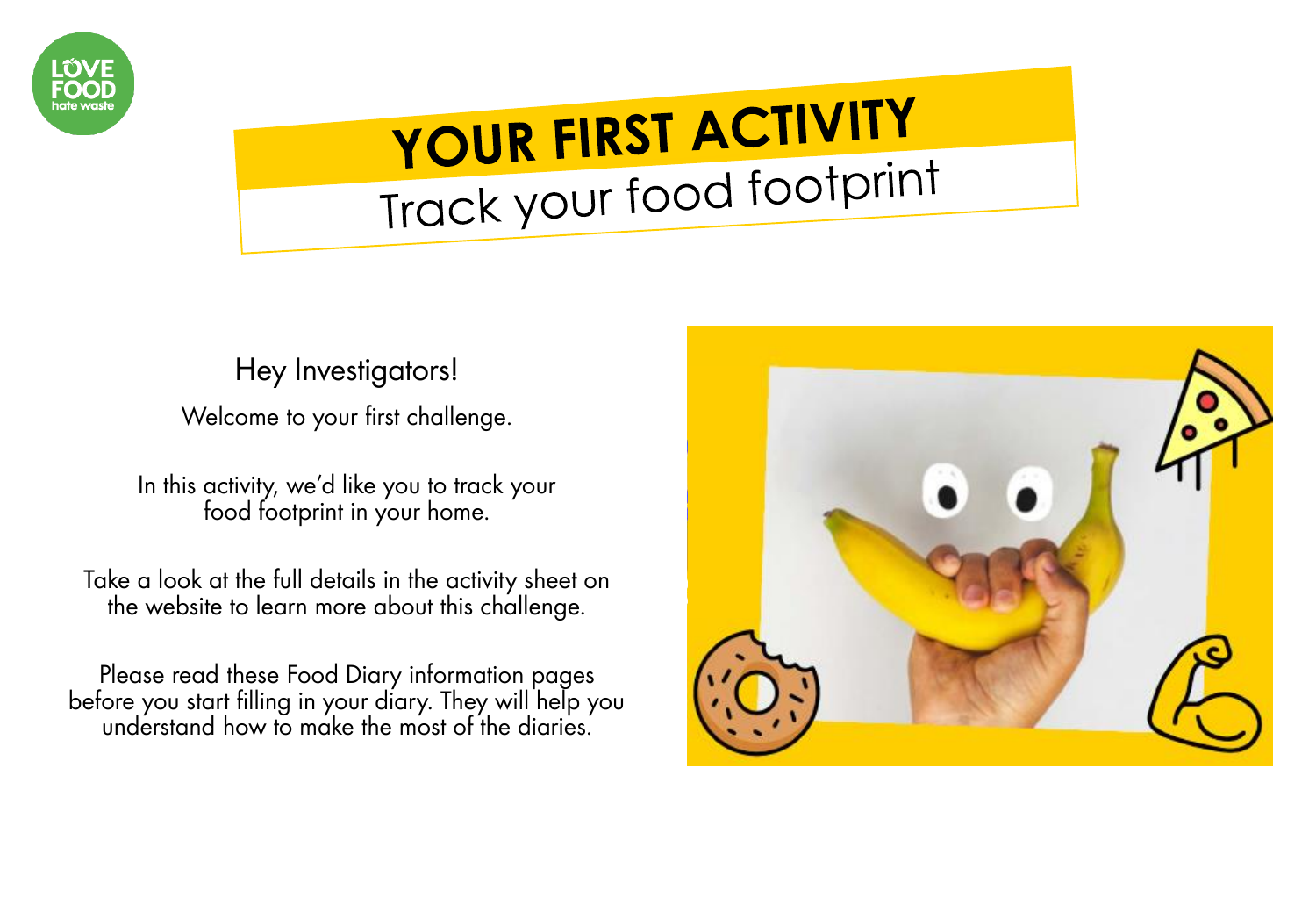# YOUR FIRST ACTIVITY

## Track your food footprint

Hey Investigators!

Welcome to your first challenge.

In this activity, we'd like you to track your food footprint in your home.

Take a look at the full details in the activity sheet on the website to learn more about this challenge.

Please read these Food Diary information pages before you start filling in your diary. They will help you understand how to make the most of the diaries.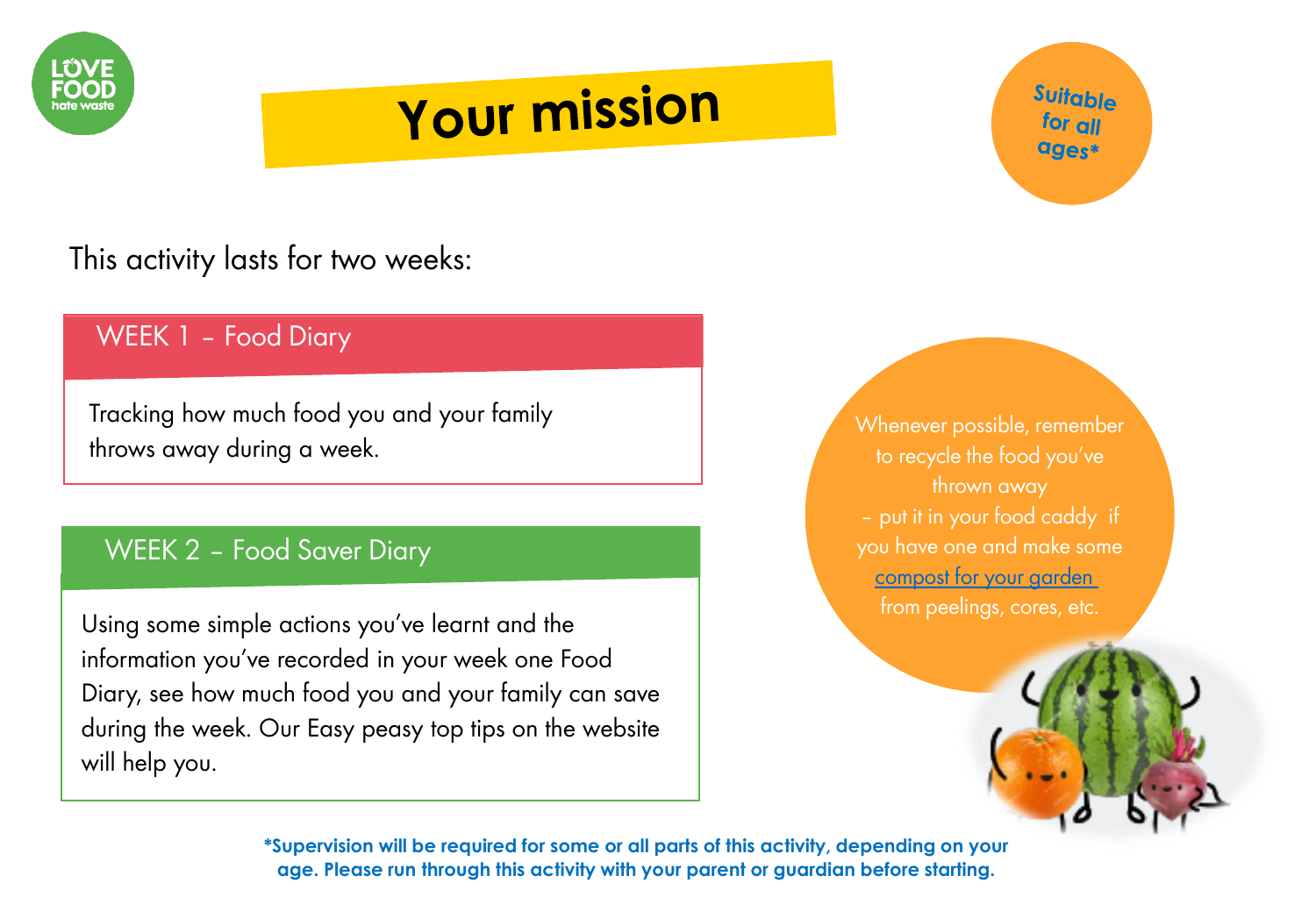# Your mission

*Suitable for all ages**

This activity lasts for two weeks:

## WEEK 1 – Food Diary

Tracking how much food you and your family throws away during a week.

## WEEK 2 – Food Saver Diary

Using some simple actions you've learnt and the information you've recorded in your week one Food Diary, see how much food you and your family can save during the week. Our Easy peasy top tips on the website will help you.

Whenever possible, remember to recycle the food you've thrown away – put it in your food caddy if you have one and make some compost for your garden from peelings, cores, etc.

***Supervision will be required for some or all parts of this activity, depending on your age. Please run through this activity with your parent or guardian before starting.**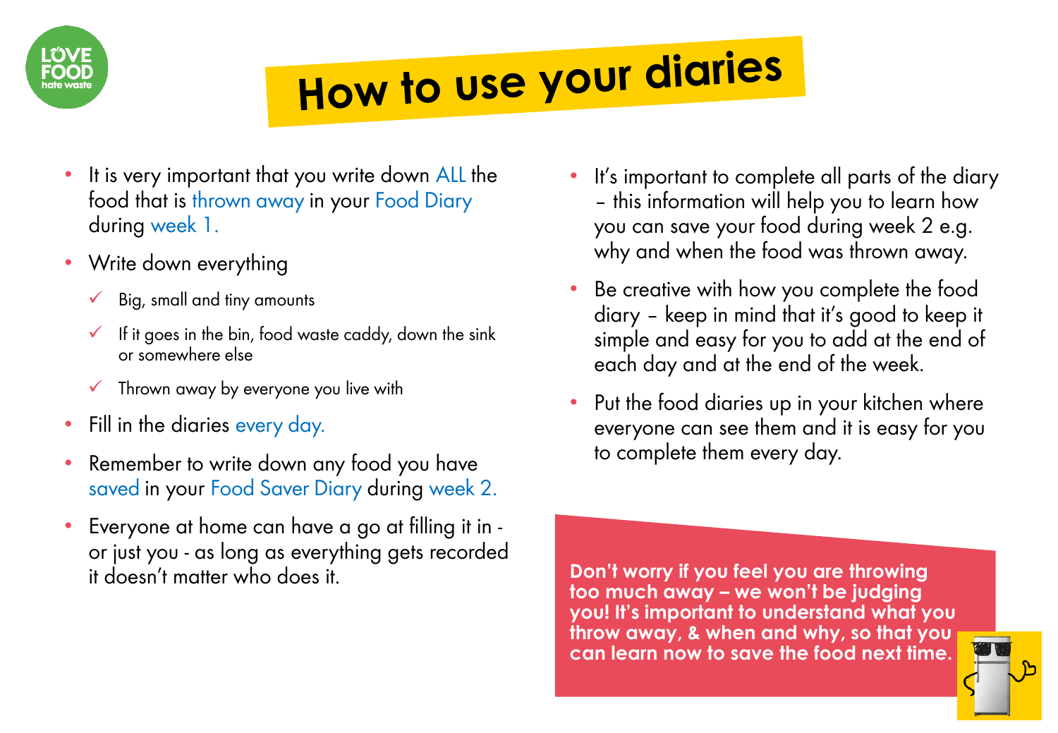# How to use your diaries

- It is very important that you write down ALL the food that is thrown away in your Food Diary during week 1.
- Write down everything
  - ✓ Big, small and tiny amounts
  - ✓ If it goes in the bin, food waste caddy, down the sink or somewhere else
  - ✓ Thrown away by everyone you live with
- Fill in the diaries every day.
- Remember to write down any food you have saved in your Food Saver Diary during week 2.
- Everyone at home can have a go at filling it in - or just you - as long as everything gets recorded it doesn't matter who does it.
- It's important to complete all parts of the diary – this information will help you to learn how you can save your food during week 2 e.g. why and when the food was thrown away.
- Be creative with how you complete the food diary – keep in mind that it's good to keep it simple and easy for you to add at the end of each day and at the end of the week.
- Put the food diaries up in your kitchen where everyone can see them and it is easy for you to complete them every day.

**Don't worry if you feel you are throwing too much away – we won't be judging you! It's important to understand what you throw away, & when and why, so that you can learn now to save the food next time.**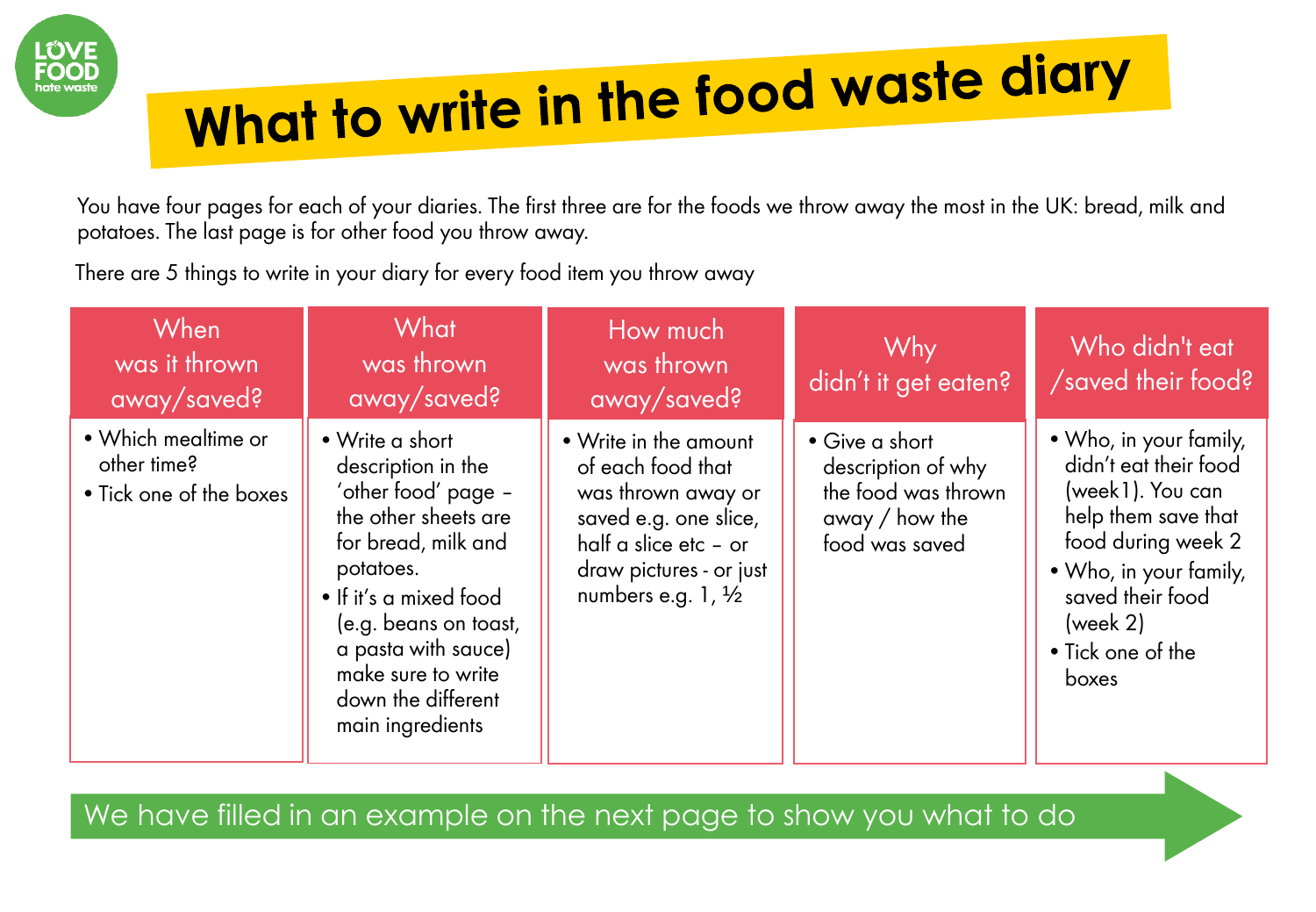LOVE FOOD hate waste

# What to write in the food waste diary

You have four pages for each of your diaries. The first three are for the foods we throw away the most in the UK: bread, milk and potatoes. The last page is for other food you throw away.

There are 5 things to write in your diary for every food item you throw away

| When was it thrown away/saved? | What was thrown away/saved? | How much was thrown away/saved? | Why didn't it get eaten? | Who didn't eat /saved their food? |
|---|---|---|---|---|
| • Which mealtime or other time?<br>• Tick one of the boxes | • Write a short description in the 'other food' page – the other sheets are for bread, milk and potatoes.<br>• If it's a mixed food (e.g. beans on toast, a pasta with sauce) make sure to write down the different main ingredients | • Write in the amount of each food that was thrown away or saved e.g. one slice, half a slice etc – or draw pictures - or just numbers e.g. 1, ½ | • Give a short description of why the food was thrown away / how the food was saved | • Who, in your family, didn't eat their food (week1). You can help them save that food during week 2<br>• Who, in your family, saved their food (week 2)<br>• Tick one of the boxes |

We have filled in an example on the next page to show you what to do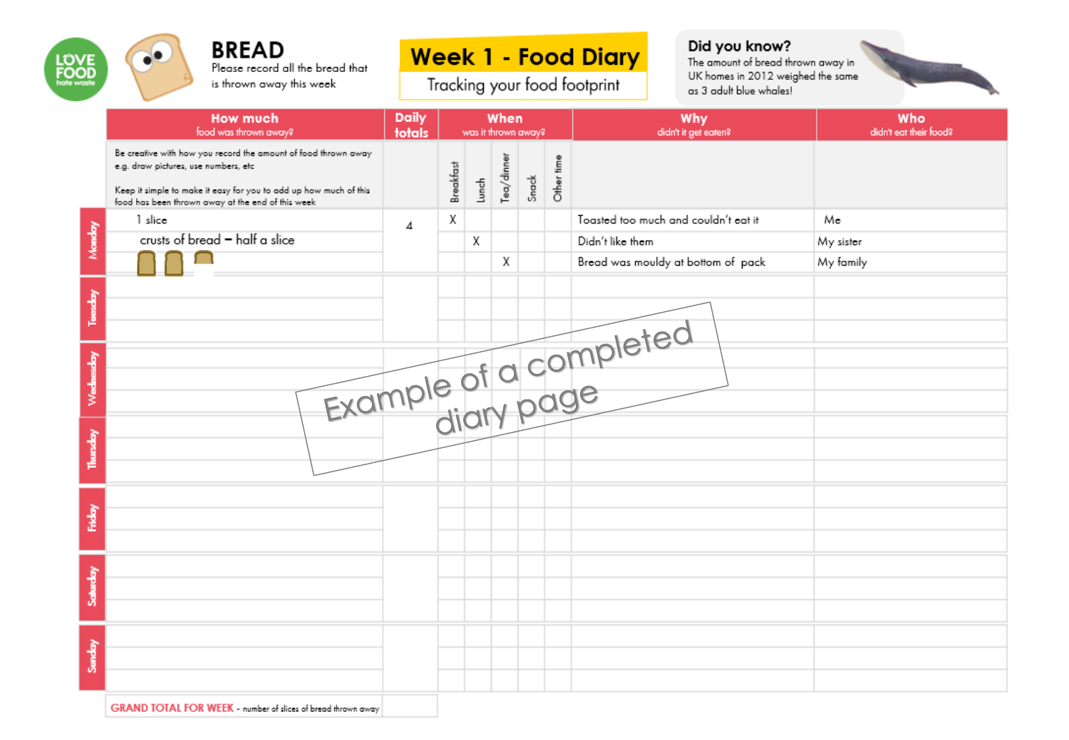# BREAD

Please record all the bread that is thrown away this week

## Week 1 - Food Diary

Tracking your food footprint

**Did you know?**
The amount of bread thrown away in UK homes in 2012 weighed the same as 3 adult blue whales!

| Day | How much food was thrown away? | Daily totals | When was it thrown away? | | | | | Why didn't it get eaten? | Who didn't eat their food? |
|---|---|---|---|---|---|---|---|---|---|
| | Be creative with how you record the amount of food thrown away e.g. draw pictures, use numbers, etc. Keep it simple to make it easy for you to add up how much of this food has been thrown away at the end of this week | | Breakfast | Lunch | Tea/dinner | Snack | Other time | | |
| Monday | 1 slice | 4 | X | | | | | Toasted too much and couldn't eat it | Me |
| | crusts of bread – half a slice | | | X | | | | Didn't like them | My sister |
| | | | | | X | | | Bread was mouldy at bottom of pack | My family |
| Tuesday | | | | | | | | | |
| Wednesday | | | | | | | | | |
| Thursday | | | | | | | | | |
| Friday | | | | | | | | | |
| Saturday | | | | | | | | | |
| Sunday | | | | | | | | | |
| | **GRAND TOTAL FOR WEEK** - number of slices of bread thrown away | | | | | | | | |

Example of a completed diary page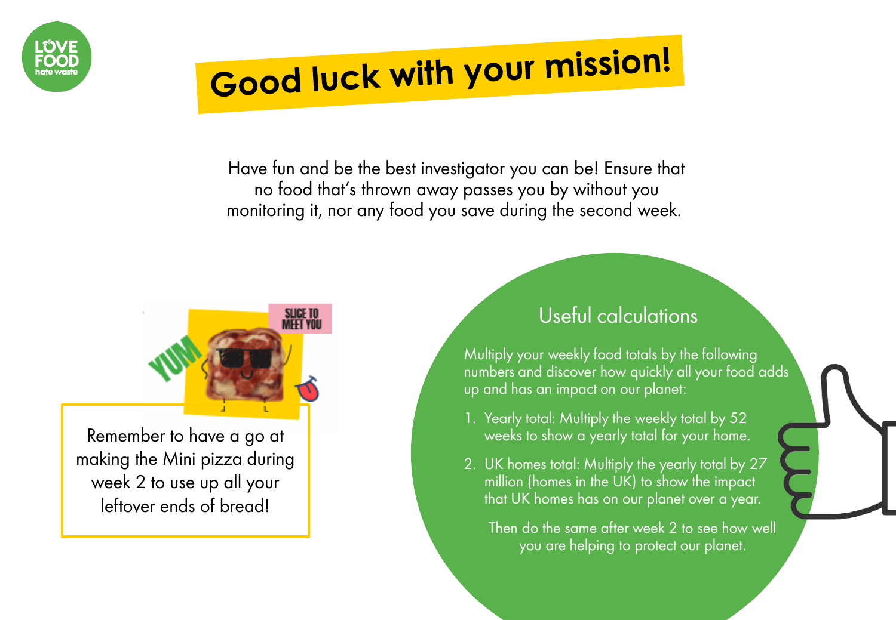# Good luck with your mission!

Have fun and be the best investigator you can be! Ensure that no food that's thrown away passes you by without you monitoring it, nor any food you save during the second week.

Remember to have a go at making the Mini pizza during week 2 to use up all your leftover ends of bread!

## Useful calculations

Multiply your weekly food totals by the following numbers and discover how quickly all your food adds up and has an impact on our planet:

1. Yearly total: Multiply the weekly total by 52 weeks to show a yearly total for your home.
2. UK homes total: Multiply the yearly total by 27 million (homes in the UK) to show the impact that UK homes has on our planet over a year.

Then do the same after week 2 to see how well you are helping to protect our planet.